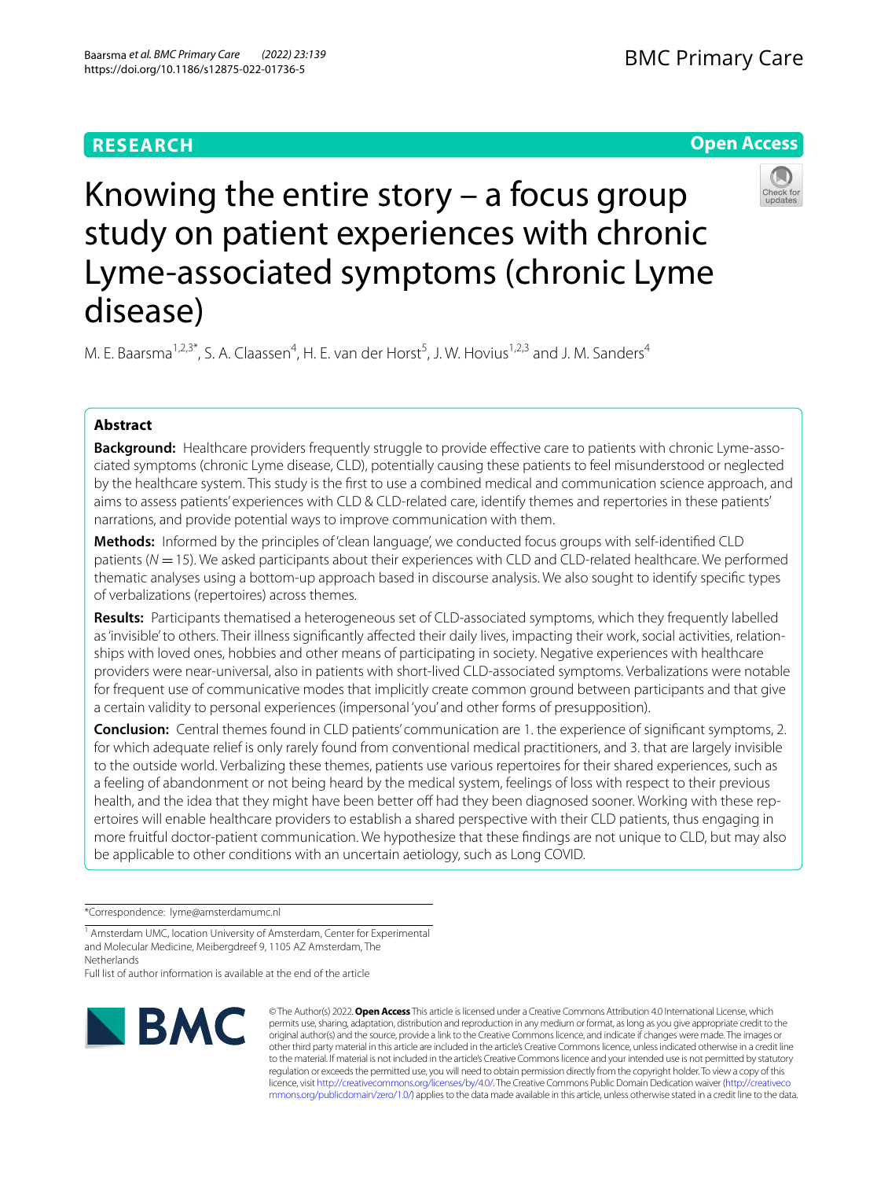RESEARCH

Open Access

# Knowing the entire story – a focus group study on patient experiences with chronic Lyme-associated symptoms (chronic Lyme disease)

M. E. Baarsma[1,2,3*], S. A. Claassen[4], H. E. van der Horst[5], J. W. Hovius[1,2,3] and J. M. Sanders[4]

## Abstract

**Background:** Healthcare providers frequently struggle to provide effective care to patients with chronic Lyme-associated symptoms (chronic Lyme disease, CLD), potentially causing these patients to feel misunderstood or neglected by the healthcare system. This study is the first to use a combined medical and communication science approach, and aims to assess patients' experiences with CLD & CLD-related care, identify themes and repertories in these patients' narrations, and provide potential ways to improve communication with them.

**Methods:** Informed by the principles of 'clean language', we conducted focus groups with self-identified CLD patients ($N = 15$). We asked participants about their experiences with CLD and CLD-related healthcare. We performed thematic analyses using a bottom-up approach based in discourse analysis. We also sought to identify specific types of verbalizations (repertoires) across themes.

**Results:** Participants thematised a heterogeneous set of CLD-associated symptoms, which they frequently labelled as 'invisible' to others. Their illness significantly affected their daily lives, impacting their work, social activities, relationships with loved ones, hobbies and other means of participating in society. Negative experiences with healthcare providers were near-universal, also in patients with short-lived CLD-associated symptoms. Verbalizations were notable for frequent use of communicative modes that implicitly create common ground between participants and that give a certain validity to personal experiences (impersonal 'you' and other forms of presupposition).

**Conclusion:** Central themes found in CLD patients' communication are 1. the experience of significant symptoms, 2. for which adequate relief is only rarely found from conventional medical practitioners, and 3. that are largely invisible to the outside world. Verbalizing these themes, patients use various repertoires for their shared experiences, such as a feeling of abandonment or not being heard by the medical system, feelings of loss with respect to their previous health, and the idea that they might have been better off had they been diagnosed sooner. Working with these repertoires will enable healthcare providers to establish a shared perspective with their CLD patients, thus engaging in more fruitful doctor-patient communication. We hypothesize that these findings are not unique to CLD, but may also be applicable to other conditions with an uncertain aetiology, such as Long COVID.

*Correspondence: lyme@amsterdamumc.nl

[1] Amsterdam UMC, location University of Amsterdam, Center for Experimental and Molecular Medicine, Meibergdreef 9, 1105 AZ Amsterdam, The Netherlands

Full list of author information is available at the end of the article

© The Author(s) 2022. **Open Access** This article is licensed under a Creative Commons Attribution 4.0 International License, which permits use, sharing, adaptation, distribution and reproduction in any medium or format, as long as you give appropriate credit to the original author(s) and the source, provide a link to the Creative Commons licence, and indicate if changes were made. The images or other third party material in this article are included in the article's Creative Commons licence, unless indicated otherwise in a credit line to the material. If material is not included in the article's Creative Commons licence and your intended use is not permitted by statutory regulation or exceeds the permitted use, you will need to obtain permission directly from the copyright holder. To view a copy of this licence, visit http://creativecommons.org/licenses/by/4.0/. The Creative Commons Public Domain Dedication waiver (http://creativecommons.org/publicdomain/zero/1.0/) applies to the data made available in this article, unless otherwise stated in a credit line to the data.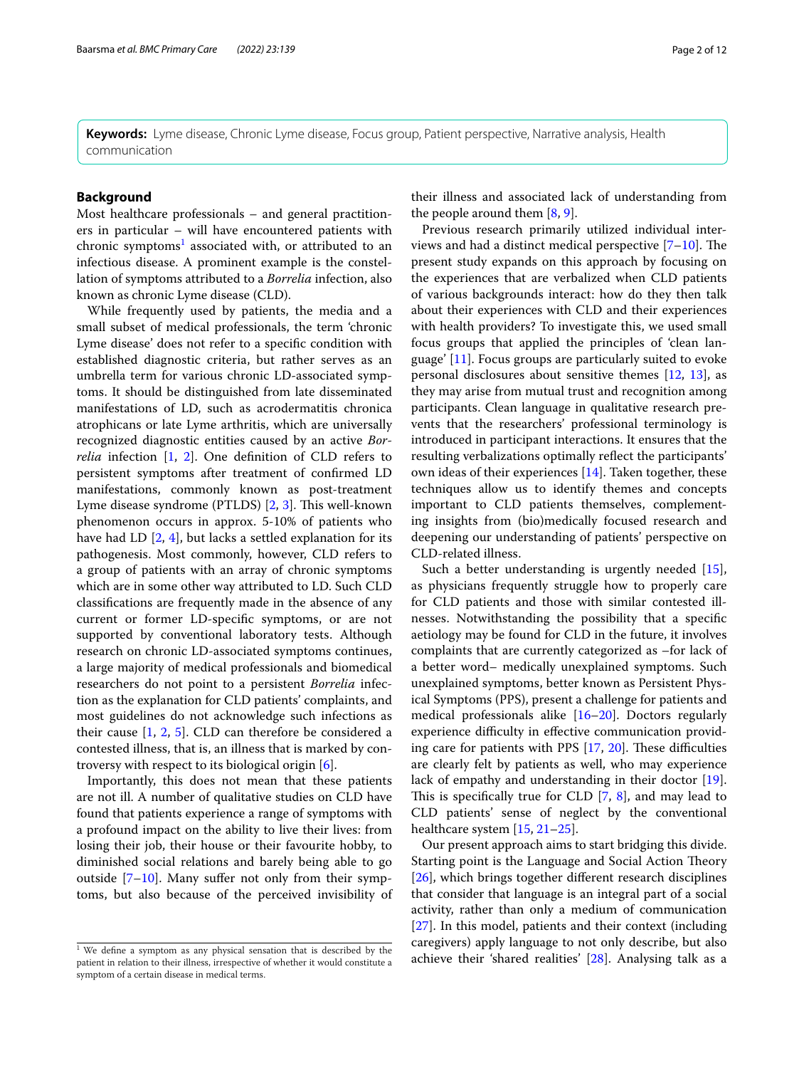**Keywords:** Lyme disease, Chronic Lyme disease, Focus group, Patient perspective, Narrative analysis, Health communication

## Background

Most healthcare professionals – and general practitioners in particular – will have encountered patients with chronic symptoms[1] associated with, or attributed to an infectious disease. A prominent example is the constellation of symptoms attributed to a *Borrelia* infection, also known as chronic Lyme disease (CLD).

While frequently used by patients, the media and a small subset of medical professionals, the term 'chronic Lyme disease' does not refer to a specific condition with established diagnostic criteria, but rather serves as an umbrella term for various chronic LD-associated symptoms. It should be distinguished from late disseminated manifestations of LD, such as acrodermatitis chronica atrophicans or late Lyme arthritis, which are universally recognized diagnostic entities caused by an active *Borrelia* infection [1, 2]. One definition of CLD refers to persistent symptoms after treatment of confirmed LD manifestations, commonly known as post-treatment Lyme disease syndrome (PTLDS) [2, 3]. This well-known phenomenon occurs in approx. 5-10% of patients who have had LD [2, 4], but lacks a settled explanation for its pathogenesis. Most commonly, however, CLD refers to a group of patients with an array of chronic symptoms which are in some other way attributed to LD. Such CLD classifications are frequently made in the absence of any current or former LD-specific symptoms, or are not supported by conventional laboratory tests. Although research on chronic LD-associated symptoms continues, a large majority of medical professionals and biomedical researchers do not point to a persistent *Borrelia* infection as the explanation for CLD patients' complaints, and most guidelines do not acknowledge such infections as their cause [1, 2, 5]. CLD can therefore be considered a contested illness, that is, an illness that is marked by controversy with respect to its biological origin [6].

Importantly, this does not mean that these patients are not ill. A number of qualitative studies on CLD have found that patients experience a range of symptoms with a profound impact on the ability to live their lives: from losing their job, their house or their favourite hobby, to diminished social relations and barely being able to go outside [7–10]. Many suffer not only from their symptoms, but also because of the perceived invisibility of their illness and associated lack of understanding from the people around them [8, 9].

Previous research primarily utilized individual interviews and had a distinct medical perspective [7–10]. The present study expands on this approach by focusing on the experiences that are verbalized when CLD patients of various backgrounds interact: how do they then talk about their experiences with CLD and their experiences with health providers? To investigate this, we used small focus groups that applied the principles of 'clean language' [11]. Focus groups are particularly suited to evoke personal disclosures about sensitive themes [12, 13], as they may arise from mutual trust and recognition among participants. Clean language in qualitative research prevents that the researchers' professional terminology is introduced in participant interactions. It ensures that the resulting verbalizations optimally reflect the participants' own ideas of their experiences [14]. Taken together, these techniques allow us to identify themes and concepts important to CLD patients themselves, complementing insights from (bio)medically focused research and deepening our understanding of patients' perspective on CLD-related illness.

Such a better understanding is urgently needed [15], as physicians frequently struggle how to properly care for CLD patients and those with similar contested illnesses. Notwithstanding the possibility that a specific aetiology may be found for CLD in the future, it involves complaints that are currently categorized as –for lack of a better word– medically unexplained symptoms. Such unexplained symptoms, better known as Persistent Physical Symptoms (PPS), present a challenge for patients and medical professionals alike [16–20]. Doctors regularly experience difficulty in effective communication providing care for patients with PPS [17, 20]. These difficulties are clearly felt by patients as well, who may experience lack of empathy and understanding in their doctor [19]. This is specifically true for CLD [7, 8], and may lead to CLD patients' sense of neglect by the conventional healthcare system [15, 21–25].

Our present approach aims to start bridging this divide. Starting point is the Language and Social Action Theory [26], which brings together different research disciplines that consider that language is an integral part of a social activity, rather than only a medium of communication [27]. In this model, patients and their context (including caregivers) apply language to not only describe, but also achieve their 'shared realities' [28]. Analysing talk as a

---

[1] We define a symptom as any physical sensation that is described by the patient in relation to their illness, irrespective of whether it would constitute a symptom of a certain disease in medical terms.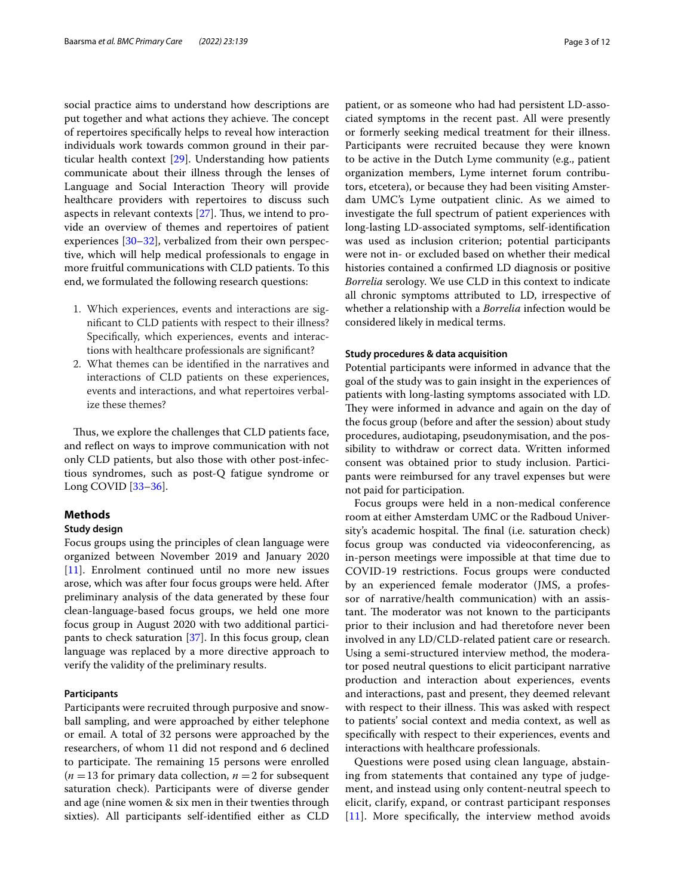social practice aims to understand how descriptions are put together and what actions they achieve. The concept of repertoires specifically helps to reveal how interaction individuals work towards common ground in their particular health context [29]. Understanding how patients communicate about their illness through the lenses of Language and Social Interaction Theory will provide healthcare providers with repertoires to discuss such aspects in relevant contexts [27]. Thus, we intend to provide an overview of themes and repertoires of patient experiences [30–32], verbalized from their own perspective, which will help medical professionals to engage in more fruitful communications with CLD patients. To this end, we formulated the following research questions:

1. Which experiences, events and interactions are significant to CLD patients with respect to their illness? Specifically, which experiences, events and interactions with healthcare professionals are significant?
2. What themes can be identified in the narratives and interactions of CLD patients on these experiences, events and interactions, and what repertoires verbalize these themes?

Thus, we explore the challenges that CLD patients face, and reflect on ways to improve communication with not only CLD patients, but also those with other post-infectious syndromes, such as post-Q fatigue syndrome or Long COVID [33–36].

## Methods

### Study design

Focus groups using the principles of clean language were organized between November 2019 and January 2020 [11]. Enrolment continued until no more new issues arose, which was after four focus groups were held. After preliminary analysis of the data generated by these four clean-language-based focus groups, we held one more focus group in August 2020 with two additional participants to check saturation [37]. In this focus group, clean language was replaced by a more directive approach to verify the validity of the preliminary results.

#### Participants

Participants were recruited through purposive and snowball sampling, and were approached by either telephone or email. A total of 32 persons were approached by the researchers, of whom 11 did not respond and 6 declined to participate. The remaining 15 persons were enrolled ($n = 13$ for primary data collection, $n = 2$ for subsequent saturation check). Participants were of diverse gender and age (nine women & six men in their twenties through sixties). All participants self-identified either as CLD patient, or as someone who had had persistent LD-associated symptoms in the recent past. All were presently or formerly seeking medical treatment for their illness. Participants were recruited because they were known to be active in the Dutch Lyme community (e.g., patient organization members, Lyme internet forum contributors, etcetera), or because they had been visiting Amsterdam UMC's Lyme outpatient clinic. As we aimed to investigate the full spectrum of patient experiences with long-lasting LD-associated symptoms, self-identification was used as inclusion criterion; potential participants were not in- or excluded based on whether their medical histories contained a confirmed LD diagnosis or positive *Borrelia* serology. We use CLD in this context to indicate all chronic symptoms attributed to LD, irrespective of whether a relationship with a *Borrelia* infection would be considered likely in medical terms.

#### Study procedures & data acquisition

Potential participants were informed in advance that the goal of the study was to gain insight in the experiences of patients with long-lasting symptoms associated with LD. They were informed in advance and again on the day of the focus group (before and after the session) about study procedures, audiotaping, pseudonymisation, and the possibility to withdraw or correct data. Written informed consent was obtained prior to study inclusion. Participants were reimbursed for any travel expenses but were not paid for participation.

Focus groups were held in a non-medical conference room at either Amsterdam UMC or the Radboud University's academic hospital. The final (i.e. saturation check) focus group was conducted via videoconferencing, as in-person meetings were impossible at that time due to COVID-19 restrictions. Focus groups were conducted by an experienced female moderator (JMS, a professor of narrative/health communication) with an assistant. The moderator was not known to the participants prior to their inclusion and had theretofore never been involved in any LD/CLD-related patient care or research. Using a semi-structured interview method, the moderator posed neutral questions to elicit participant narrative production and interaction about experiences, events and interactions, past and present, they deemed relevant with respect to their illness. This was asked with respect to patients' social context and media context, as well as specifically with respect to their experiences, events and interactions with healthcare professionals.

Questions were posed using clean language, abstaining from statements that contained any type of judgement, and instead using only content-neutral speech to elicit, clarify, expand, or contrast participant responses [11]. More specifically, the interview method avoids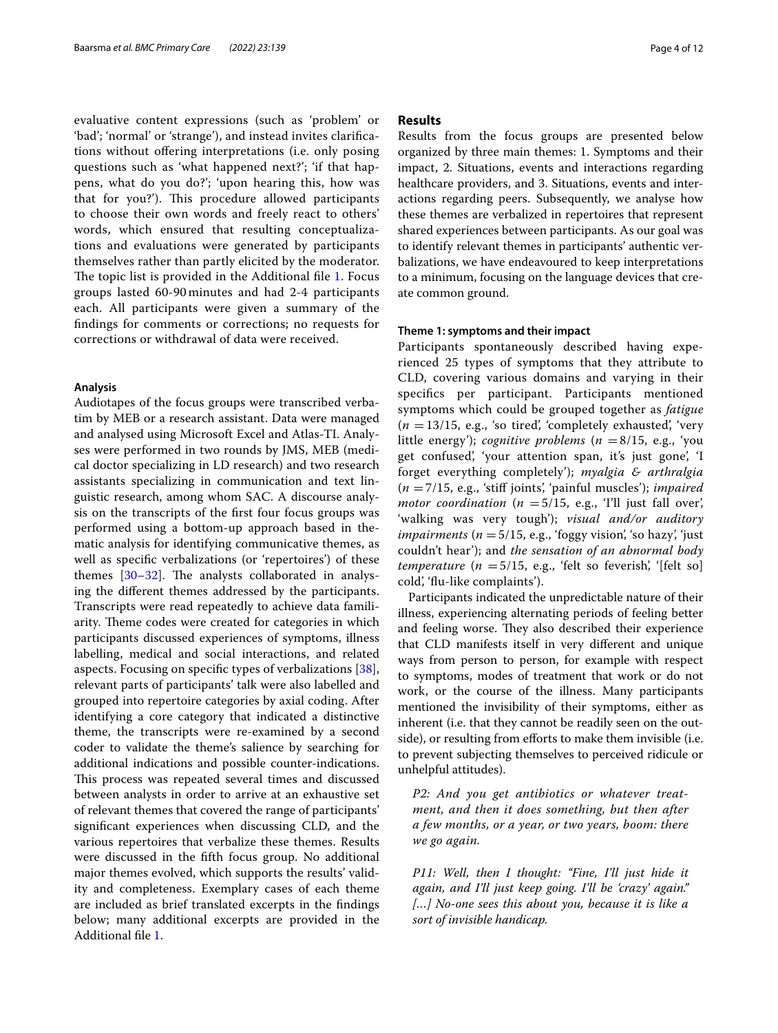evaluative content expressions (such as 'problem' or 'bad'; 'normal' or 'strange'), and instead invites clarifications without offering interpretations (i.e. only posing questions such as 'what happened next?'; 'if that happens, what do you do?'; 'upon hearing this, how was that for you?'). This procedure allowed participants to choose their own words and freely react to others' words, which ensured that resulting conceptualizations and evaluations were generated by participants themselves rather than partly elicited by the moderator. The topic list is provided in the Additional file 1. Focus groups lasted 60-90 minutes and had 2-4 participants each. All participants were given a summary of the findings for comments or corrections; no requests for corrections or withdrawal of data were received.

#### Analysis

Audiotapes of the focus groups were transcribed verbatim by MEB or a research assistant. Data were managed and analysed using Microsoft Excel and Atlas-TI. Analyses were performed in two rounds by JMS, MEB (medical doctor specializing in LD research) and two research assistants specializing in communication and text linguistic research, among whom SAC. A discourse analysis on the transcripts of the first four focus groups was performed using a bottom-up approach based in thematic analysis for identifying communicative themes, as well as specific verbalizations (or 'repertoires') of these themes [30–32]. The analysts collaborated in analysing the different themes addressed by the participants. Transcripts were read repeatedly to achieve data familiarity. Theme codes were created for categories in which participants discussed experiences of symptoms, illness labelling, medical and social interactions, and related aspects. Focusing on specific types of verbalizations [38], relevant parts of participants' talk were also labelled and grouped into repertoire categories by axial coding. After identifying a core category that indicated a distinctive theme, the transcripts were re-examined by a second coder to validate the theme's salience by searching for additional indications and possible counter-indications. This process was repeated several times and discussed between analysts in order to arrive at an exhaustive set of relevant themes that covered the range of participants' significant experiences when discussing CLD, and the various repertoires that verbalize these themes. Results were discussed in the fifth focus group. No additional major themes evolved, which supports the results' validity and completeness. Exemplary cases of each theme are included as brief translated excerpts in the findings below; many additional excerpts are provided in the Additional file 1.

## Results

Results from the focus groups are presented below organized by three main themes: 1. Symptoms and their impact, 2. Situations, events and interactions regarding healthcare providers, and 3. Situations, events and interactions regarding peers. Subsequently, we analyse how these themes are verbalized in repertoires that represent shared experiences between participants. As our goal was to identify relevant themes in participants' authentic verbalizations, we have endeavoured to keep interpretations to a minimum, focusing on the language devices that create common ground.

#### Theme 1: symptoms and their impact

Participants spontaneously described having experienced 25 types of symptoms which they attribute to CLD, covering various domains and varying in their specifics per participant. Participants mentioned symptoms which could be grouped together as *fatigue* ($n = 13/15$, e.g., 'so tired', 'completely exhausted', 'very little energy'); *cognitive problems* ($n = 8/15$, e.g., 'you get confused', 'your attention span, it's just gone', 'I forget everything completely'); *myalgia & arthralgia* ($n = 7/15$, e.g., 'stiff joints', 'painful muscles'); *impaired motor coordination* ($n = 5/15$, e.g., 'I'll just fall over', 'walking was very tough'); *visual and/or auditory impairments* ($n = 5/15$, e.g., 'foggy vision', 'so hazy', 'just couldn't hear'); and *the sensation of an abnormal body temperature* ($n = 5/15$, e.g., 'felt so feverish', '[felt so] cold', 'flu-like complaints').

Participants indicated the unpredictable nature of their illness, experiencing alternating periods of feeling better and feeling worse. They also described their experience that CLD manifests itself in very different and unique ways from person to person, for example with respect to symptoms, modes of treatment that work or do not work, or the course of the illness. Many participants mentioned the invisibility of their symptoms, either as inherent (i.e. that they cannot be readily seen on the outside), or resulting from efforts to make them invisible (i.e. to prevent subjecting themselves to perceived ridicule or unhelpful attitudes).

> *P2: And you get antibiotics or whatever treatment, and then it does something, but then after a few months, or a year, or two years, boom: there we go again.*

> *P11: Well, then I thought: "Fine, I'll just hide it again, and I'll just keep going. I'll be 'crazy' again." […] No-one sees this about you, because it is like a sort of invisible handicap.*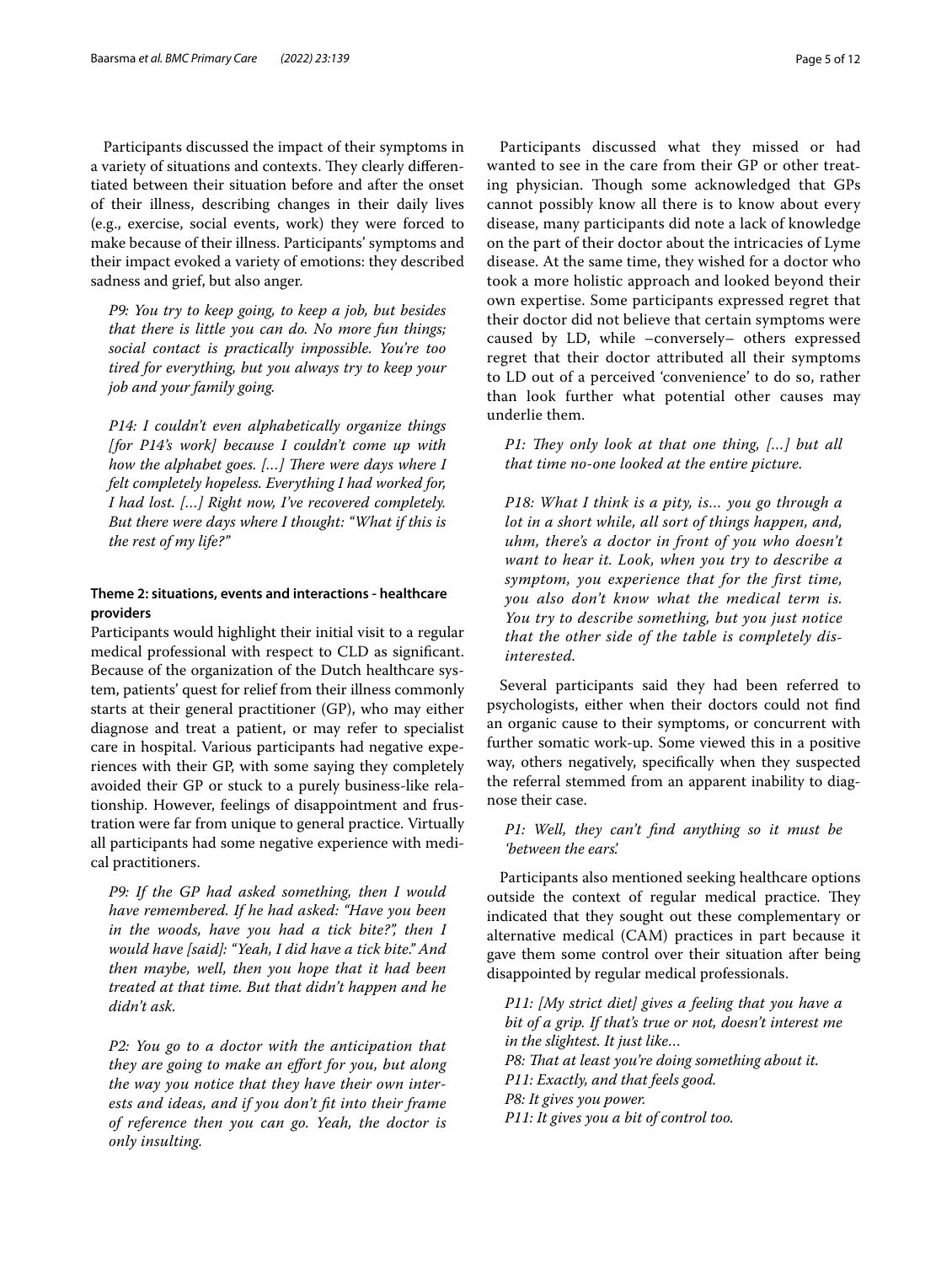Participants discussed the impact of their symptoms in a variety of situations and contexts. They clearly differentiated between their situation before and after the onset of their illness, describing changes in their daily lives (e.g., exercise, social events, work) they were forced to make because of their illness. Participants' symptoms and their impact evoked a variety of emotions: they described sadness and grief, but also anger.

> *P9: You try to keep going, to keep a job, but besides that there is little you can do. No more fun things; social contact is practically impossible. You're too tired for everything, but you always try to keep your job and your family going.*

> *P14: I couldn't even alphabetically organize things [for P14's work] because I couldn't come up with how the alphabet goes. [...] There were days where I felt completely hopeless. Everything I had worked for, I had lost. [...] Right now, I've recovered completely. But there were days where I thought: "What if this is the rest of my life?"*

### Theme 2: situations, events and interactions - healthcare providers

Participants would highlight their initial visit to a regular medical professional with respect to CLD as significant. Because of the organization of the Dutch healthcare system, patients' quest for relief from their illness commonly starts at their general practitioner (GP), who may either diagnose and treat a patient, or may refer to specialist care in hospital. Various participants had negative experiences with their GP, with some saying they completely avoided their GP or stuck to a purely business-like relationship. However, feelings of disappointment and frustration were far from unique to general practice. Virtually all participants had some negative experience with medical practitioners.

> *P9: If the GP had asked something, then I would have remembered. If he had asked: "Have you been in the woods, have you had a tick bite?", then I would have [said]: "Yeah, I did have a tick bite." And then maybe, well, then you hope that it had been treated at that time. But that didn't happen and he didn't ask.*

> *P2: You go to a doctor with the anticipation that they are going to make an effort for you, but along the way you notice that they have their own interests and ideas, and if you don't fit into their frame of reference then you can go. Yeah, the doctor is only insulting.*

Participants discussed what they missed or had wanted to see in the care from their GP or other treating physician. Though some acknowledged that GPs cannot possibly know all there is to know about every disease, many participants did note a lack of knowledge on the part of their doctor about the intricacies of Lyme disease. At the same time, they wished for a doctor who took a more holistic approach and looked beyond their own expertise. Some participants expressed regret that their doctor did not believe that certain symptoms were caused by LD, while –conversely– others expressed regret that their doctor attributed all their symptoms to LD out of a perceived 'convenience' to do so, rather than look further what potential other causes may underlie them.

> *P1: They only look at that one thing, [...] but all that time no-one looked at the entire picture.*

> *P18: What I think is a pity, is... you go through a lot in a short while, all sort of things happen, and, uhm, there's a doctor in front of you who doesn't want to hear it. Look, when you try to describe a symptom, you experience that for the first time, you also don't know what the medical term is. You try to describe something, but you just notice that the other side of the table is completely disinterested.*

Several participants said they had been referred to psychologists, either when their doctors could not find an organic cause to their symptoms, or concurrent with further somatic work-up. Some viewed this in a positive way, others negatively, specifically when they suspected the referral stemmed from an apparent inability to diagnose their case.

> *P1: Well, they can't find anything so it must be 'between the ears'.*

Participants also mentioned seeking healthcare options outside the context of regular medical practice. They indicated that they sought out these complementary or alternative medical (CAM) practices in part because it gave them some control over their situation after being disappointed by regular medical professionals.

> *P11: [My strict diet] gives a feeling that you have a bit of a grip. If that's true or not, doesn't interest me in the slightest. It just like...*
> *P8: That at least you're doing something about it.*
> *P11: Exactly, and that feels good.*
> *P8: It gives you power.*
> *P11: It gives you a bit of control too.*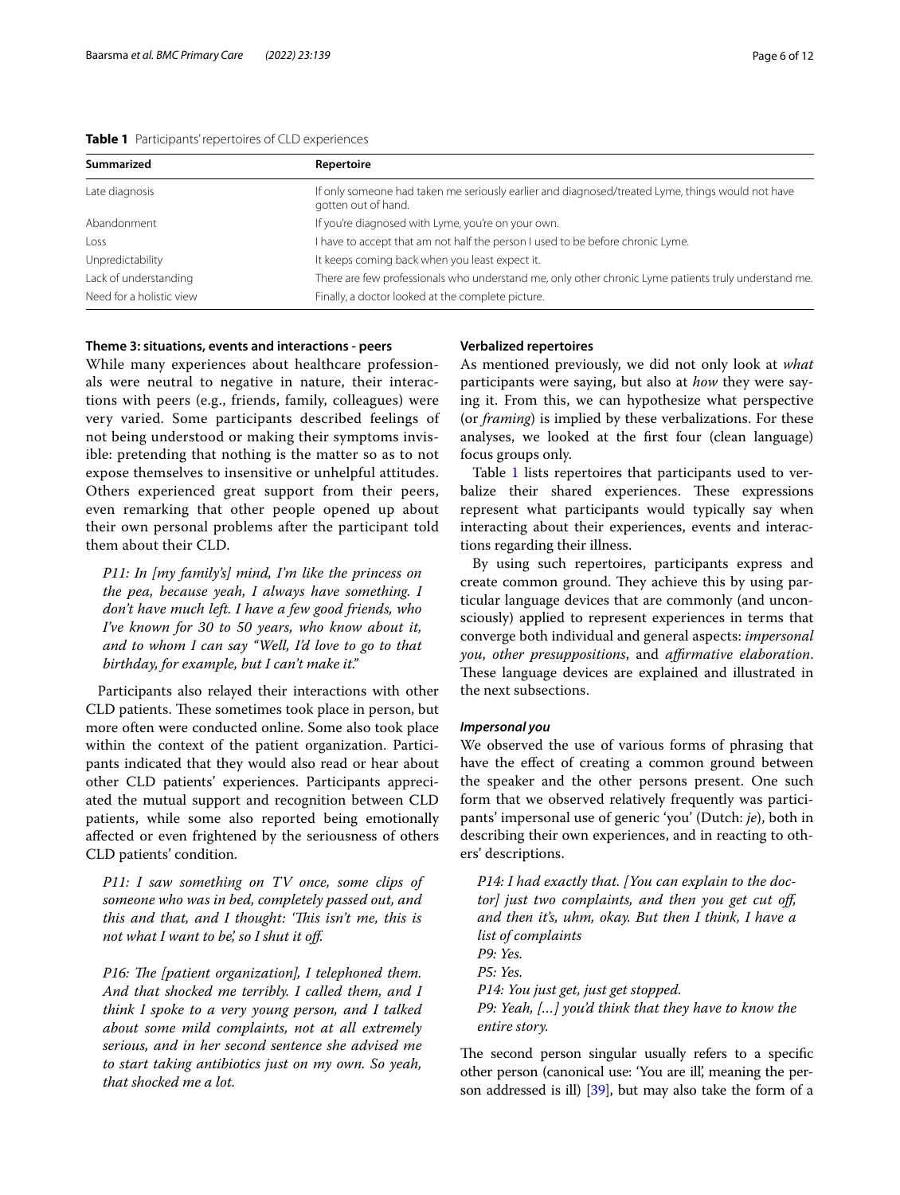**Table 1** Participants' repertoires of CLD experiences

| Summarized | Repertoire |
|---|---|
| Late diagnosis | If only someone had taken me seriously earlier and diagnosed/treated Lyme, things would not have gotten out of hand. |
| Abandonment | If you're diagnosed with Lyme, you're on your own. |
| Loss | I have to accept that am not half the person I used to be before chronic Lyme. |
| Unpredictability | It keeps coming back when you least expect it. |
| Lack of understanding | There are few professionals who understand me, only other chronic Lyme patients truly understand me. |
| Need for a holistic view | Finally, a doctor looked at the complete picture. |

### Theme 3: situations, events and interactions - peers

While many experiences about healthcare professionals were neutral to negative in nature, their interactions with peers (e.g., friends, family, colleagues) were very varied. Some participants described feelings of not being understood or making their symptoms invisible: pretending that nothing is the matter so as to not expose themselves to insensitive or unhelpful attitudes. Others experienced great support from their peers, even remarking that other people opened up about their own personal problems after the participant told them about their CLD.

> *P11: In [my family's] mind, I'm like the princess on the pea, because yeah, I always have something. I don't have much left. I have a few good friends, who I've known for 30 to 50 years, who know about it, and to whom I can say "Well, I'd love to go to that birthday, for example, but I can't make it."*

Participants also relayed their interactions with other CLD patients. These sometimes took place in person, but more often were conducted online. Some also took place within the context of the patient organization. Participants indicated that they would also read or hear about other CLD patients' experiences. Participants appreciated the mutual support and recognition between CLD patients, while some also reported being emotionally affected or even frightened by the seriousness of others CLD patients' condition.

> *P11: I saw something on TV once, some clips of someone who was in bed, completely passed out, and this and that, and I thought: 'This isn't me, this is not what I want to be', so I shut it off.*

> *P16: The [patient organization], I telephoned them. And that shocked me terribly. I called them, and I think I spoke to a very young person, and I talked about some mild complaints, not at all extremely serious, and in her second sentence she advised me to start taking antibiotics just on my own. So yeah, that shocked me a lot.*

### Verbalized repertoires

As mentioned previously, we did not only look at *what* participants were saying, but also at *how* they were saying it. From this, we can hypothesize what perspective (or *framing*) is implied by these verbalizations. For these analyses, we looked at the first four (clean language) focus groups only.

Table 1 lists repertoires that participants used to verbalize their shared experiences. These expressions represent what participants would typically say when interacting about their experiences, events and interactions regarding their illness.

By using such repertoires, participants express and create common ground. They achieve this by using particular language devices that are commonly (and unconsciously) applied to represent experiences in terms that converge both individual and general aspects: *impersonal you*, *other presuppositions*, and *affirmative elaboration*. These language devices are explained and illustrated in the next subsections.

#### *Impersonal you*

We observed the use of various forms of phrasing that have the effect of creating a common ground between the speaker and the other persons present. One such form that we observed relatively frequently was participants' impersonal use of generic 'you' (Dutch: *je*), both in describing their own experiences, and in reacting to others' descriptions.

> *P14: I had exactly that. [You can explain to the doctor] just two complaints, and then you get cut off, and then it's, uhm, okay. But then I think, I have a list of complaints*
> *P9: Yes.*
> *P5: Yes.*
> *P14: You just get, just get stopped.*
> *P9: Yeah, [...] you'd think that they have to know the entire story.*

The second person singular usually refers to a specific other person (canonical use: 'You are ill', meaning the person addressed is ill) [39], but may also take the form of a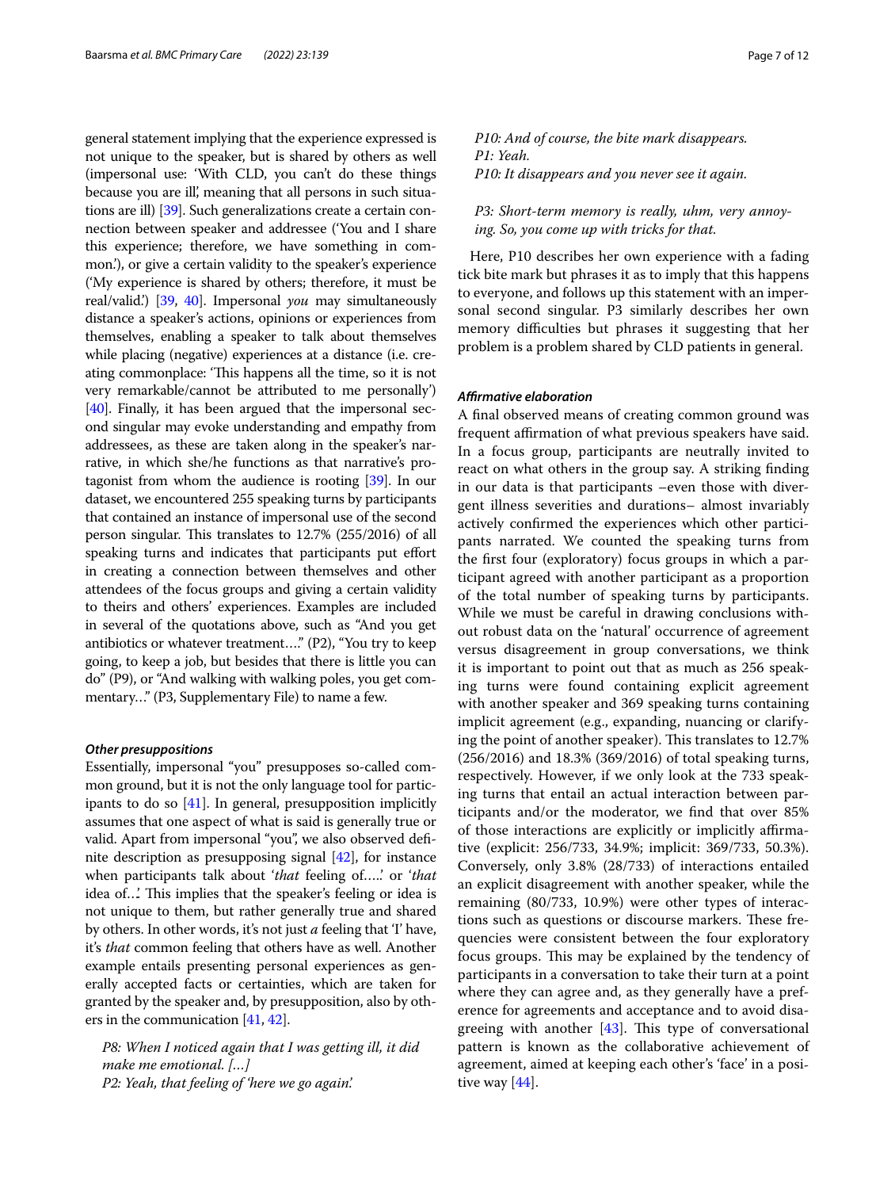general statement implying that the experience expressed is not unique to the speaker, but is shared by others as well (impersonal use: 'With CLD, you can't do these things because you are ill', meaning that all persons in such situations are ill) [39]. Such generalizations create a certain connection between speaker and addressee ('You and I share this experience; therefore, we have something in common.'), or give a certain validity to the speaker's experience ('My experience is shared by others; therefore, it must be real/valid.') [39, 40]. Impersonal *you* may simultaneously distance a speaker's actions, opinions or experiences from themselves, enabling a speaker to talk about themselves while placing (negative) experiences at a distance (i.e. creating commonplace: 'This happens all the time, so it is not very remarkable/cannot be attributed to me personally') [40]. Finally, it has been argued that the impersonal second singular may evoke understanding and empathy from addressees, as these are taken along in the speaker's narrative, in which she/he functions as that narrative's protagonist from whom the audience is rooting [39]. In our dataset, we encountered 255 speaking turns by participants that contained an instance of impersonal use of the second person singular. This translates to 12.7% (255/2016) of all speaking turns and indicates that participants put effort in creating a connection between themselves and other attendees of the focus groups and giving a certain validity to theirs and others' experiences. Examples are included in several of the quotations above, such as "And you get antibiotics or whatever treatment…." (P2), "You try to keep going, to keep a job, but besides that there is little you can do" (P9), or "And walking with walking poles, you get commentary…" (P3, Supplementary File) to name a few.

#### *Other presuppositions*

Essentially, impersonal "you" presupposes so-called common ground, but it is not the only language tool for participants to do so [41]. In general, presupposition implicitly assumes that one aspect of what is said is generally true or valid. Apart from impersonal "you", we also observed definite description as presupposing signal [42], for instance when participants talk about '*that* feeling of…..' or '*that* idea of…'. This implies that the speaker's feeling or idea is not unique to them, but rather generally true and shared by others. In other words, it's not just *a* feeling that 'I' have, it's *that* common feeling that others have as well. Another example entails presenting personal experiences as generally accepted facts or certainties, which are taken for granted by the speaker and, by presupposition, also by others in the communication [41, 42].

> *P8: When I noticed again that I was getting ill, it did make me emotional. […]*
> *P2: Yeah, that feeling of 'here we go again'.*

> *P10: And of course, the bite mark disappears.*
> *P1: Yeah.*
> *P10: It disappears and you never see it again.*

> *P3: Short-term memory is really, uhm, very annoying. So, you come up with tricks for that.*

Here, P10 describes her own experience with a fading tick bite mark but phrases it as to imply that this happens to everyone, and follows up this statement with an impersonal second singular. P3 similarly describes her own memory difficulties but phrases it suggesting that her problem is a problem shared by CLD patients in general.

#### *Affirmative elaboration*

A final observed means of creating common ground was frequent affirmation of what previous speakers have said. In a focus group, participants are neutrally invited to react on what others in the group say. A striking finding in our data is that participants –even those with divergent illness severities and durations– almost invariably actively confirmed the experiences which other participants narrated. We counted the speaking turns from the first four (exploratory) focus groups in which a participant agreed with another participant as a proportion of the total number of speaking turns by participants. While we must be careful in drawing conclusions without robust data on the 'natural' occurrence of agreement versus disagreement in group conversations, we think it is important to point out that as much as 256 speaking turns were found containing explicit agreement with another speaker and 369 speaking turns containing implicit agreement (e.g., expanding, nuancing or clarifying the point of another speaker). This translates to 12.7% (256/2016) and 18.3% (369/2016) of total speaking turns, respectively. However, if we only look at the 733 speaking turns that entail an actual interaction between participants and/or the moderator, we find that over 85% of those interactions are explicitly or implicitly affirmative (explicit: 256/733, 34.9%; implicit: 369/733, 50.3%). Conversely, only 3.8% (28/733) of interactions entailed an explicit disagreement with another speaker, while the remaining (80/733, 10.9%) were other types of interactions such as questions or discourse markers. These frequencies were consistent between the four exploratory focus groups. This may be explained by the tendency of participants in a conversation to take their turn at a point where they can agree and, as they generally have a preference for agreements and acceptance and to avoid disagreeing with another [43]. This type of conversational pattern is known as the collaborative achievement of agreement, aimed at keeping each other's 'face' in a positive way [44].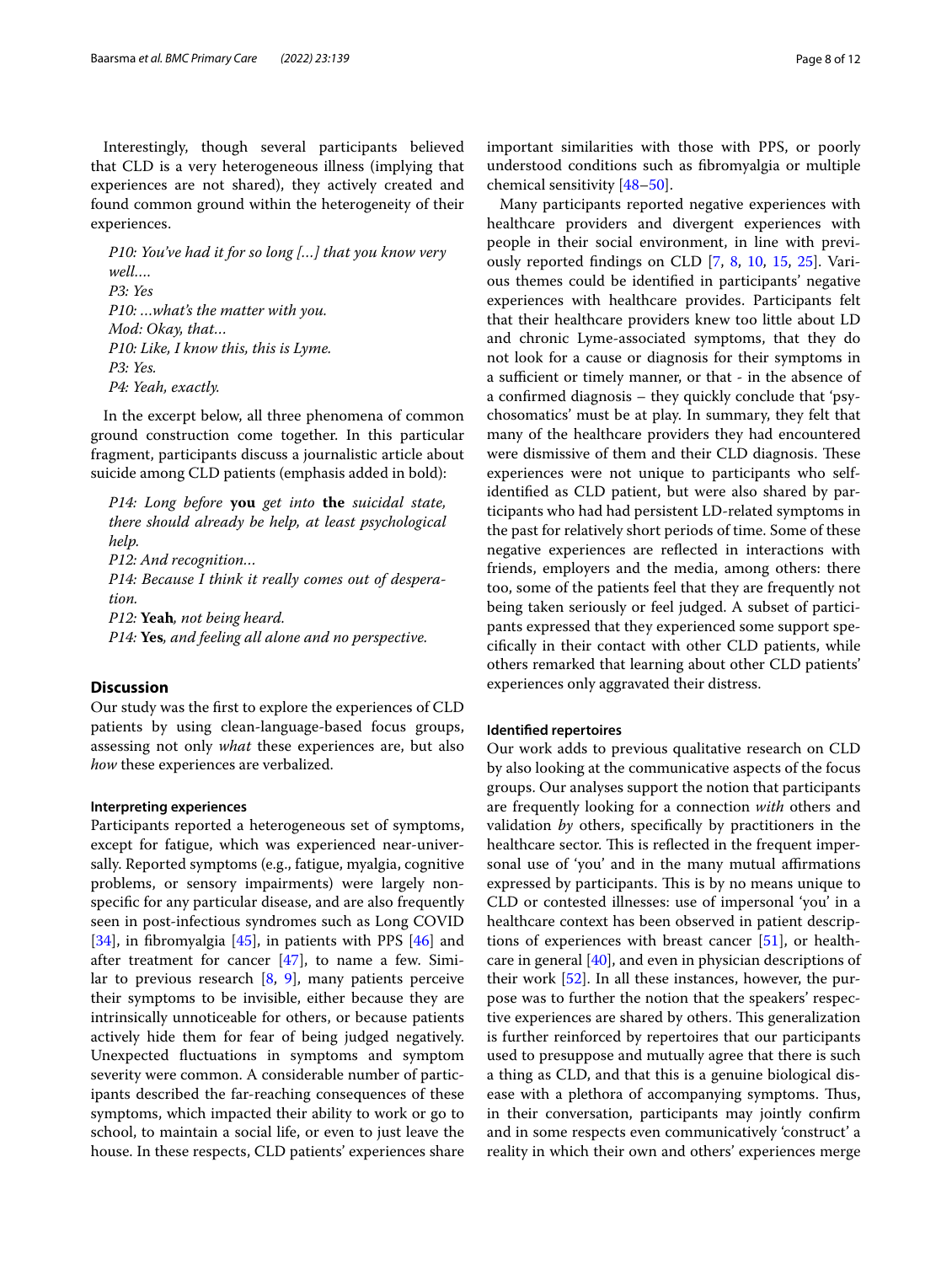Interestingly, though several participants believed that CLD is a very heterogeneous illness (implying that experiences are not shared), they actively created and found common ground within the heterogeneity of their experiences.

*P10: You've had it for so long [...] that you know very well.…*
*P3: Yes*
*P10: …what's the matter with you.*
*Mod: Okay, that…*
*P10: Like, I know this, this is Lyme.*
*P3: Yes.*
*P4: Yeah, exactly.*

In the excerpt below, all three phenomena of common ground construction come together. In this particular fragment, participants discuss a journalistic article about suicide among CLD patients (emphasis added in bold):

*P14: Long before* **you** *get into* **the** *suicidal state, there should already be help, at least psychological help.*
*P12: And recognition…*
*P14: Because I think it really comes out of desperation.*
*P12:* **Yeah***, not being heard.*
*P14:* **Yes***, and feeling all alone and no perspective.*

## Discussion

Our study was the first to explore the experiences of CLD patients by using clean-language-based focus groups, assessing not only *what* these experiences are, but also *how* these experiences are verbalized.

### Interpreting experiences

Participants reported a heterogeneous set of symptoms, except for fatigue, which was experienced near-universally. Reported symptoms (e.g., fatigue, myalgia, cognitive problems, or sensory impairments) were largely non-specific for any particular disease, and are also frequently seen in post-infectious syndromes such as Long COVID [34], in fibromyalgia [45], in patients with PPS [46] and after treatment for cancer [47], to name a few. Similar to previous research [8, 9], many patients perceive their symptoms to be invisible, either because they are intrinsically unnoticeable for others, or because patients actively hide them for fear of being judged negatively. Unexpected fluctuations in symptoms and symptom severity were common. A considerable number of participants described the far-reaching consequences of these symptoms, which impacted their ability to work or go to school, to maintain a social life, or even to just leave the house. In these respects, CLD patients' experiences share important similarities with those with PPS, or poorly understood conditions such as fibromyalgia or multiple chemical sensitivity [48–50].

Many participants reported negative experiences with healthcare providers and divergent experiences with people in their social environment, in line with previously reported findings on CLD [7, 8, 10, 15, 25]. Various themes could be identified in participants' negative experiences with healthcare provides. Participants felt that their healthcare providers knew too little about LD and chronic Lyme-associated symptoms, that they do not look for a cause or diagnosis for their symptoms in a sufficient or timely manner, or that - in the absence of a confirmed diagnosis – they quickly conclude that 'psychosomatics' must be at play. In summary, they felt that many of the healthcare providers they had encountered were dismissive of them and their CLD diagnosis. These experiences were not unique to participants who self-identified as CLD patient, but were also shared by participants who had had persistent LD-related symptoms in the past for relatively short periods of time. Some of these negative experiences are reflected in interactions with friends, employers and the media, among others: there too, some of the patients feel that they are frequently not being taken seriously or feel judged. A subset of participants expressed that they experienced some support specifically in their contact with other CLD patients, while others remarked that learning about other CLD patients' experiences only aggravated their distress.

### Identified repertoires

Our work adds to previous qualitative research on CLD by also looking at the communicative aspects of the focus groups. Our analyses support the notion that participants are frequently looking for a connection *with* others and validation *by* others, specifically by practitioners in the healthcare sector. This is reflected in the frequent impersonal use of 'you' and in the many mutual affirmations expressed by participants. This is by no means unique to CLD or contested illnesses: use of impersonal 'you' in a healthcare context has been observed in patient descriptions of experiences with breast cancer [51], or healthcare in general [40], and even in physician descriptions of their work [52]. In all these instances, however, the purpose was to further the notion that the speakers' respective experiences are shared by others. This generalization is further reinforced by repertoires that our participants used to presuppose and mutually agree that there is such a thing as CLD, and that this is a genuine biological disease with a plethora of accompanying symptoms. Thus, in their conversation, participants may jointly confirm and in some respects even communicatively 'construct' a reality in which their own and others' experiences merge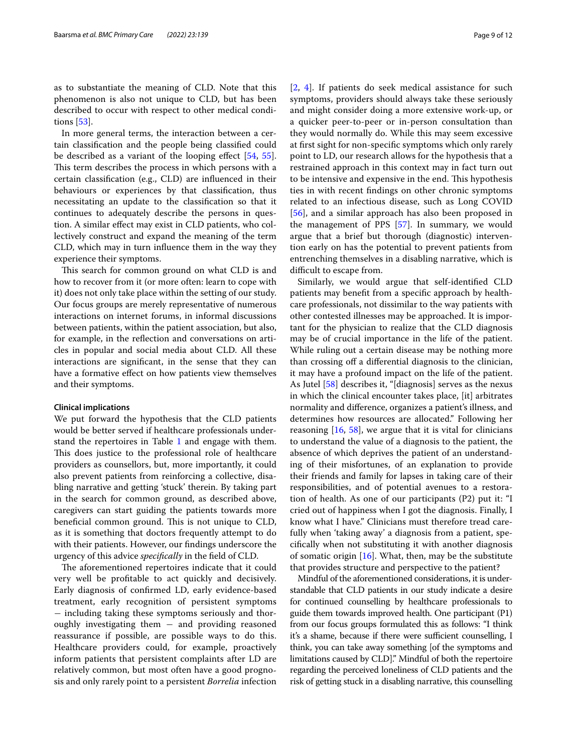as to substantiate the meaning of CLD. Note that this phenomenon is also not unique to CLD, but has been described to occur with respect to other medical conditions [53].

In more general terms, the interaction between a certain classification and the people being classified could be described as a variant of the looping effect [54, 55]. This term describes the process in which persons with a certain classification (e.g., CLD) are influenced in their behaviours or experiences by that classification, thus necessitating an update to the classification so that it continues to adequately describe the persons in question. A similar effect may exist in CLD patients, who collectively construct and expand the meaning of the term CLD, which may in turn influence them in the way they experience their symptoms.

This search for common ground on what CLD is and how to recover from it (or more often: learn to cope with it) does not only take place within the setting of our study. Our focus groups are merely representative of numerous interactions on internet forums, in informal discussions between patients, within the patient association, but also, for example, in the reflection and conversations on articles in popular and social media about CLD. All these interactions are significant, in the sense that they can have a formative effect on how patients view themselves and their symptoms.

#### Clinical implications

We put forward the hypothesis that the CLD patients would be better served if healthcare professionals understand the repertoires in Table 1 and engage with them. This does justice to the professional role of healthcare providers as counsellors, but, more importantly, it could also prevent patients from reinforcing a collective, disabling narrative and getting 'stuck' therein. By taking part in the search for common ground, as described above, caregivers can start guiding the patients towards more beneficial common ground. This is not unique to CLD, as it is something that doctors frequently attempt to do with their patients. However, our findings underscore the urgency of this advice *specifically* in the field of CLD.

The aforementioned repertoires indicate that it could very well be profitable to act quickly and decisively. Early diagnosis of confirmed LD, early evidence-based treatment, early recognition of persistent symptoms − including taking these symptoms seriously and thoroughly investigating them − and providing reasoned reassurance if possible, are possible ways to do this. Healthcare providers could, for example, proactively inform patients that persistent complaints after LD are relatively common, but most often have a good prognosis and only rarely point to a persistent *Borrelia* infection [2, 4]. If patients do seek medical assistance for such symptoms, providers should always take these seriously and might consider doing a more extensive work-up, or a quicker peer-to-peer or in-person consultation than they would normally do. While this may seem excessive at first sight for non-specific symptoms which only rarely point to LD, our research allows for the hypothesis that a restrained approach in this context may in fact turn out to be intensive and expensive in the end. This hypothesis ties in with recent findings on other chronic symptoms related to an infectious disease, such as Long COVID [56], and a similar approach has also been proposed in the management of PPS [57]. In summary, we would argue that a brief but thorough (diagnostic) intervention early on has the potential to prevent patients from entrenching themselves in a disabling narrative, which is difficult to escape from.

Similarly, we would argue that self-identified CLD patients may benefit from a specific approach by healthcare professionals, not dissimilar to the way patients with other contested illnesses may be approached. It is important for the physician to realize that the CLD diagnosis may be of crucial importance in the life of the patient. While ruling out a certain disease may be nothing more than crossing off a differential diagnosis to the clinician, it may have a profound impact on the life of the patient. As Jutel [58] describes it, "[diagnosis] serves as the nexus in which the clinical encounter takes place, [it] arbitrates normality and difference, organizes a patient's illness, and determines how resources are allocated." Following her reasoning [16, 58], we argue that it is vital for clinicians to understand the value of a diagnosis to the patient, the absence of which deprives the patient of an understanding of their misfortunes, of an explanation to provide their friends and family for lapses in taking care of their responsibilities, and of potential avenues to a restoration of health. As one of our participants (P2) put it: "I cried out of happiness when I got the diagnosis. Finally, I know what I have." Clinicians must therefore tread carefully when 'taking away' a diagnosis from a patient, specifically when not substituting it with another diagnosis of somatic origin [16]. What, then, may be the substitute that provides structure and perspective to the patient?

Mindful of the aforementioned considerations, it is understandable that CLD patients in our study indicate a desire for continued counselling by healthcare professionals to guide them towards improved health. One participant (P1) from our focus groups formulated this as follows: "I think it's a shame, because if there were sufficient counselling, I think, you can take away something [of the symptoms and limitations caused by CLD]." Mindful of both the repertoire regarding the perceived loneliness of CLD patients and the risk of getting stuck in a disabling narrative, this counselling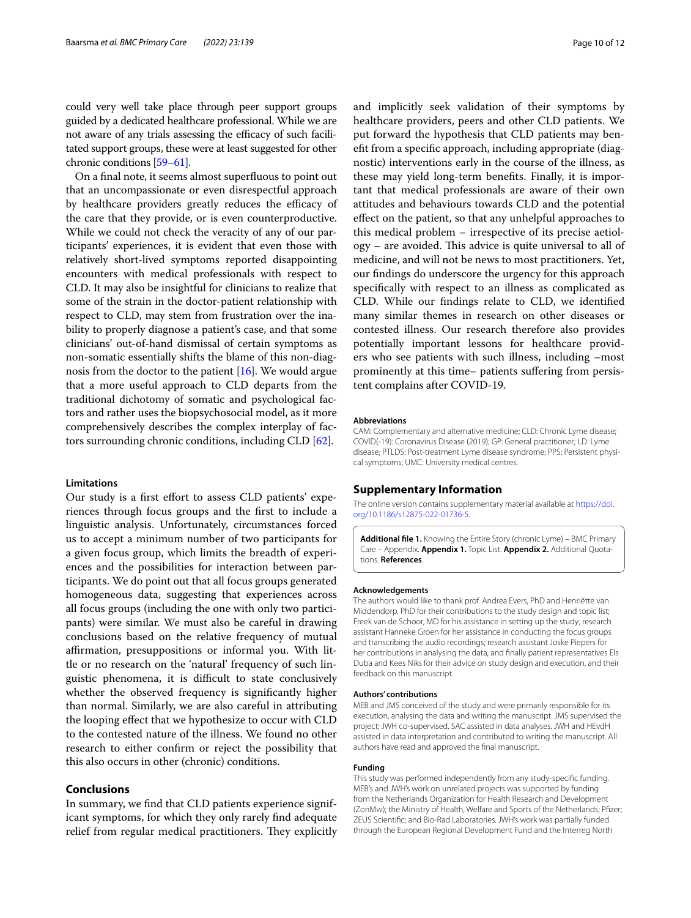could very well take place through peer support groups guided by a dedicated healthcare professional. While we are not aware of any trials assessing the efficacy of such facilitated support groups, these were at least suggested for other chronic conditions [59–61].

On a final note, it seems almost superfluous to point out that an uncompassionate or even disrespectful approach by healthcare providers greatly reduces the efficacy of the care that they provide, or is even counterproductive. While we could not check the veracity of any of our participants' experiences, it is evident that even those with relatively short-lived symptoms reported disappointing encounters with medical professionals with respect to CLD. It may also be insightful for clinicians to realize that some of the strain in the doctor-patient relationship with respect to CLD, may stem from frustration over the inability to properly diagnose a patient's case, and that some clinicians' out-of-hand dismissal of certain symptoms as non-somatic essentially shifts the blame of this non-diagnosis from the doctor to the patient [16]. We would argue that a more useful approach to CLD departs from the traditional dichotomy of somatic and psychological factors and rather uses the biopsychosocial model, as it more comprehensively describes the complex interplay of factors surrounding chronic conditions, including CLD [62].

### Limitations

Our study is a first effort to assess CLD patients' experiences through focus groups and the first to include a linguistic analysis. Unfortunately, circumstances forced us to accept a minimum number of two participants for a given focus group, which limits the breadth of experiences and the possibilities for interaction between participants. We do point out that all focus groups generated homogeneous data, suggesting that experiences across all focus groups (including the one with only two participants) were similar. We must also be careful in drawing conclusions based on the relative frequency of mutual affirmation, presuppositions or informal you. With little or no research on the 'natural' frequency of such linguistic phenomena, it is difficult to state conclusively whether the observed frequency is significantly higher than normal. Similarly, we are also careful in attributing the looping effect that we hypothesize to occur with CLD to the contested nature of the illness. We found no other research to either confirm or reject the possibility that this also occurs in other (chronic) conditions.

## Conclusions

In summary, we find that CLD patients experience significant symptoms, for which they only rarely find adequate relief from regular medical practitioners. They explicitly and implicitly seek validation of their symptoms by healthcare providers, peers and other CLD patients. We put forward the hypothesis that CLD patients may benefit from a specific approach, including appropriate (diagnostic) interventions early in the course of the illness, as these may yield long-term benefits. Finally, it is important that medical professionals are aware of their own attitudes and behaviours towards CLD and the potential effect on the patient, so that any unhelpful approaches to this medical problem – irrespective of its precise aetiology – are avoided. This advice is quite universal to all of medicine, and will not be news to most practitioners. Yet, our findings do underscore the urgency for this approach specifically with respect to an illness as complicated as CLD. While our findings relate to CLD, we identified many similar themes in research on other diseases or contested illness. Our research therefore also provides potentially important lessons for healthcare providers who see patients with such illness, including –most prominently at this time– patients suffering from persistent complains after COVID-19.

#### Abbreviations

CAM: Complementary and alternative medicine; CLD: Chronic Lyme disease; COVID(-19): Coronavirus Disease (2019); GP: General practitioner; LD: Lyme disease; PTLDS: Post-treatment Lyme disease syndrome; PPS: Persistent physical symptoms; UMC: University medical centres.

## Supplementary Information

The online version contains supplementary material available at https://doi.org/10.1186/s12875-022-01736-5.

**Additional file 1.** Knowing the Entire Story (chronic Lyme) – BMC Primary Care – Appendix. **Appendix 1.** Topic List. **Appendix 2.** Additional Quotations. **References**.

#### Acknowledgements

The authors would like to thank prof. Andrea Evers, PhD and Henriëtte van Middendorp, PhD for their contributions to the study design and topic list; Freek van de Schoor, MD for his assistance in setting up the study; research assistant Hanneke Groen for her assistance in conducting the focus groups and transcribing the audio recordings; research assistant Joske Piepers for her contributions in analysing the data; and finally patient representatives Els Duba and Kees Niks for their advice on study design and execution, and their feedback on this manuscript.

#### Authors' contributions

MEB and JMS conceived of the study and were primarily responsible for its execution, analysing the data and writing the manuscript. JMS supervised the project; JWH co-supervised. SAC assisted in data analyses. JWH and HEvdH assisted in data interpretation and contributed to writing the manuscript. All authors have read and approved the final manuscript.

#### Funding

This study was performed independently from any study-specific funding. MEB's and JWH's work on unrelated projects was supported by funding from the Netherlands Organization for Health Research and Development (ZonMw); the Ministry of Health, Welfare and Sports of the Netherlands; Pfizer; ZEUS Scientific; and Bio-Rad Laboratories. JWH's work was partially funded through the European Regional Development Fund and the Interreg North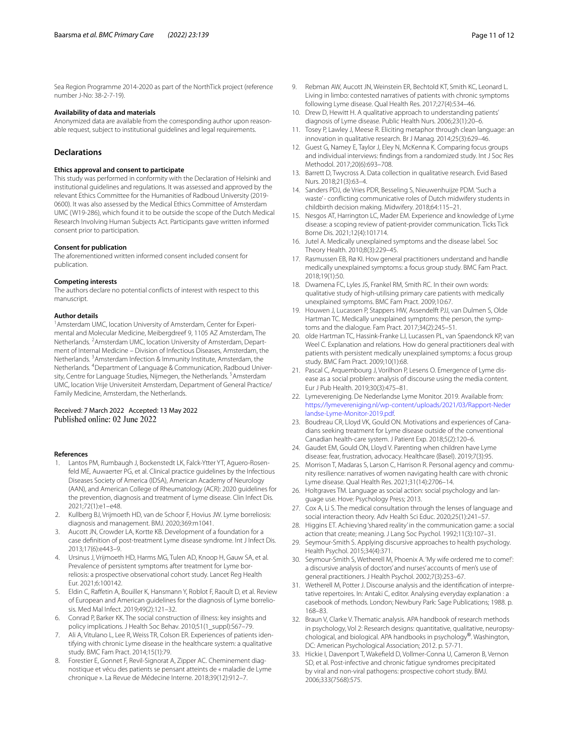Sea Region Programme 2014-2020 as part of the NorthTick project (reference number J-No: 38-2-7-19).

#### Availability of data and materials

Anonymized data are available from the corresponding author upon reasonable request, subject to institutional guidelines and legal requirements.

## Declarations

#### Ethics approval and consent to participate

This study was performed in conformity with the Declaration of Helsinki and institutional guidelines and regulations. It was assessed and approved by the relevant Ethics Committee for the Humanities of Radboud University (2019-0600). It was also assessed by the Medical Ethics Committee of Amsterdam UMC (W19-286), which found it to be outside the scope of the Dutch Medical Research Involving Human Subjects Act. Participants gave written informed consent prior to participation.

#### Consent for publication

The aforementioned written informed consent included consent for publication.

#### Competing interests

The authors declare no potential conflicts of interest with respect to this manuscript.

#### Author details

[1]Amsterdam UMC, location University of Amsterdam, Center for Experimental and Molecular Medicine, Meibergdreef 9, 1105 AZ Amsterdam, The Netherlands. [2]Amsterdam UMC, location University of Amsterdam, Department of Internal Medicine – Division of Infectious Diseases, Amsterdam, the Netherlands. [3]Amsterdam Infection & Immunity Institute, Amsterdam, the Netherlands. [4]Department of Language & Communication, Radboud University, Centre for Language Studies, Nijmegen, the Netherlands. [5]Amsterdam UMC, location Vrije Universiteit Amsterdam, Department of General Practice/Family Medicine, Amsterdam, the Netherlands.

Received: 7 March 2022 Accepted: 13 May 2022
Published online: 02 June 2022

#### References

1. Lantos PM, Rumbaugh J, Bockenstedt LK, Falck-Ytter YT, Aguero-Rosenfeld ME, Auwaerter PG, et al. Clinical practice guidelines by the Infectious Diseases Society of America (IDSA), American Academy of Neurology (AAN), and American College of Rheumatology (ACR): 2020 guidelines for the prevention, diagnosis and treatment of Lyme disease. Clin Infect Dis. 2021;72(1):e1–e48.
2. Kullberg BJ, Vrijmoeth HD, van de Schoor F, Hovius JW. Lyme borreliosis: diagnosis and management. BMJ. 2020;369:m1041.
3. Aucott JN, Crowder LA, Kortte KB. Development of a foundation for a case definition of post-treatment Lyme disease syndrome. Int J Infect Dis. 2013;17(6):e443–9.
4. Ursinus J, Vrijmoeth HD, Harms MG, Tulen AD, Knoop H, Gauw SA, et al. Prevalence of persistent symptoms after treatment for Lyme borreliosis: a prospective observational cohort study. Lancet Reg Health Eur. 2021;6:100142.
5. Eldin C, Raffetin A, Bouiller K, Hansmann Y, Roblot F, Raoult D, et al. Review of European and American guidelines for the diagnosis of Lyme borreliosis. Med Mal Infect. 2019;49(2):121–32.
6. Conrad P, Barker KK. The social construction of illness: key insights and policy implications. J Health Soc Behav. 2010;51(1_suppl):S67–79.
7. Ali A, Vitulano L, Lee R, Weiss TR, Colson ER. Experiences of patients identifying with chronic Lyme disease in the healthcare system: a qualitative study. BMC Fam Pract. 2014;15(1):79.
8. Forestier E, Gonnet F, Revil-Signorat A, Zipper AC. Cheminement diagnostique et vécu des patients se pensant atteints de « maladie de Lyme chronique ». La Revue de Médecine Interne. 2018;39(12):912–7.
9. Rebman AW, Aucott JN, Weinstein ER, Bechtold KT, Smith KC, Leonard L. Living in limbo: contested narratives of patients with chronic symptoms following Lyme disease. Qual Health Res. 2017;27(4):534–46.
10. Drew D, Hewitt H. A qualitative approach to understanding patients' diagnosis of Lyme disease. Public Health Nurs. 2006;23(1):20–6.
11. Tosey P, Lawley J, Meese R. Eliciting metaphor through clean language: an innovation in qualitative research. Br J Manag. 2014;25(3):629–46.
12. Guest G, Namey E, Taylor J, Eley N, McKenna K. Comparing focus groups and individual interviews: findings from a randomized study. Int J Soc Res Methodol. 2017;20(6):693–708.
13. Barrett D, Twycross A. Data collection in qualitative research. Evid Based Nurs. 2018;21(3):63–4.
14. Sanders PDJ, de Vries PDR, Besseling S, Nieuwenhuijze PDM. 'Such a waste' - conflicting communicative roles of Dutch midwifery students in childbirth decision making. Midwifery. 2018;64:115–21.
15. Nesgos AT, Harrington LC, Mader EM. Experience and knowledge of Lyme disease: a scoping review of patient-provider communication. Ticks Tick Borne Dis. 2021;12(4):101714.
16. Jutel A. Medically unexplained symptoms and the disease label. Soc Theory Health. 2010;8(3):229–45.
17. Rasmussen EB, Rø KI. How general practitioners understand and handle medically unexplained symptoms: a focus group study. BMC Fam Pract. 2018;19(1):50.
18. Dwamena FC, Lyles JS, Frankel RM, Smith RC. In their own words: qualitative study of high-utilising primary care patients with medically unexplained symptoms. BMC Fam Pract. 2009;10:67.
19. Houwen J, Lucassen P, Stappers HW, Assendelft PJJ, van Dulmen S, Olde Hartman TC. Medically unexplained symptoms: the person, the symptoms and the dialogue. Fam Pract. 2017;34(2):245–51.
20. olde Hartman TC, Hassink-Franke LJ, Lucassen PL, van Spaendonck KP, van Weel C. Explanation and relations. How do general practitioners deal with patients with persistent medically unexplained symptoms: a focus group study. BMC Fam Pract. 2009;10(1):68.
21. Pascal C, Arquembourg J, Vorilhon P, Lesens O. Emergence of Lyme disease as a social problem: analysis of discourse using the media content. Eur J Pub Health. 2019;30(3):475–81.
22. Lymevereniging. De Nederlandse Lyme Monitor. 2019. Available from: https://lymevereniging.nl/wp-content/uploads/2021/03/Rapport-Nederlandse-Lyme-Monitor-2019.pdf.
23. Boudreau CR, Lloyd VK, Gould ON. Motivations and experiences of Canadians seeking treatment for Lyme disease outside of the conventional Canadian health-care system. J Patient Exp. 2018;5(2):120–6.
24. Gaudet EM, Gould ON, Lloyd V. Parenting when children have Lyme disease: fear, frustration, advocacy. Healthcare (Basel). 2019;7(3):95.
25. Morrison T, Madaras S, Larson C, Harrison R. Personal agency and community resilience: narratives of women navigating health care with chronic Lyme disease. Qual Health Res. 2021;31(14):2706–14.
26. Holtgraves TM. Language as social action: social psychology and language use. Hove: Psychology Press; 2013.
27. Cox A, Li S. The medical consultation through the lenses of language and social interaction theory. Adv Health Sci Educ. 2020;25(1):241–57.
28. Higgins ET. Achieving 'shared reality' in the communication game: a social action that create; meaning. J Lang Soc Psychol. 1992;11(3):107–31.
29. Seymour-Smith S. Applying discursive approaches to health psychology. Health Psychol. 2015;34(4):371.
30. Seymour-Smith S, Wetherell M, Phoenix A. 'My wife ordered me to come!': a discursive analysis of doctors' and nurses' accounts of men's use of general practitioners. J Health Psychol. 2002;7(3):253–67.
31. Wetherell M, Potter J. Discourse analysis and the identification of interpretative repertoires. In: Antaki C, editor. Analysing everyday explanation : a casebook of methods. London; Newbury Park: Sage Publications; 1988. p. 168–83.
32. Braun V, Clarke V. Thematic analysis. APA handbook of research methods in psychology, Vol 2: Research designs: quantitative, qualitative, neuropsychological, and biological. APA handbooks in psychology®. Washington, DC: American Psychological Association; 2012. p. 57-71.
33. Hickie I, Davenport T, Wakefield D, Vollmer-Conna U, Cameron B, Vernon SD, et al. Post-infective and chronic fatigue syndromes precipitated by viral and non-viral pathogens: prospective cohort study. BMJ. 2006;333(7568):575.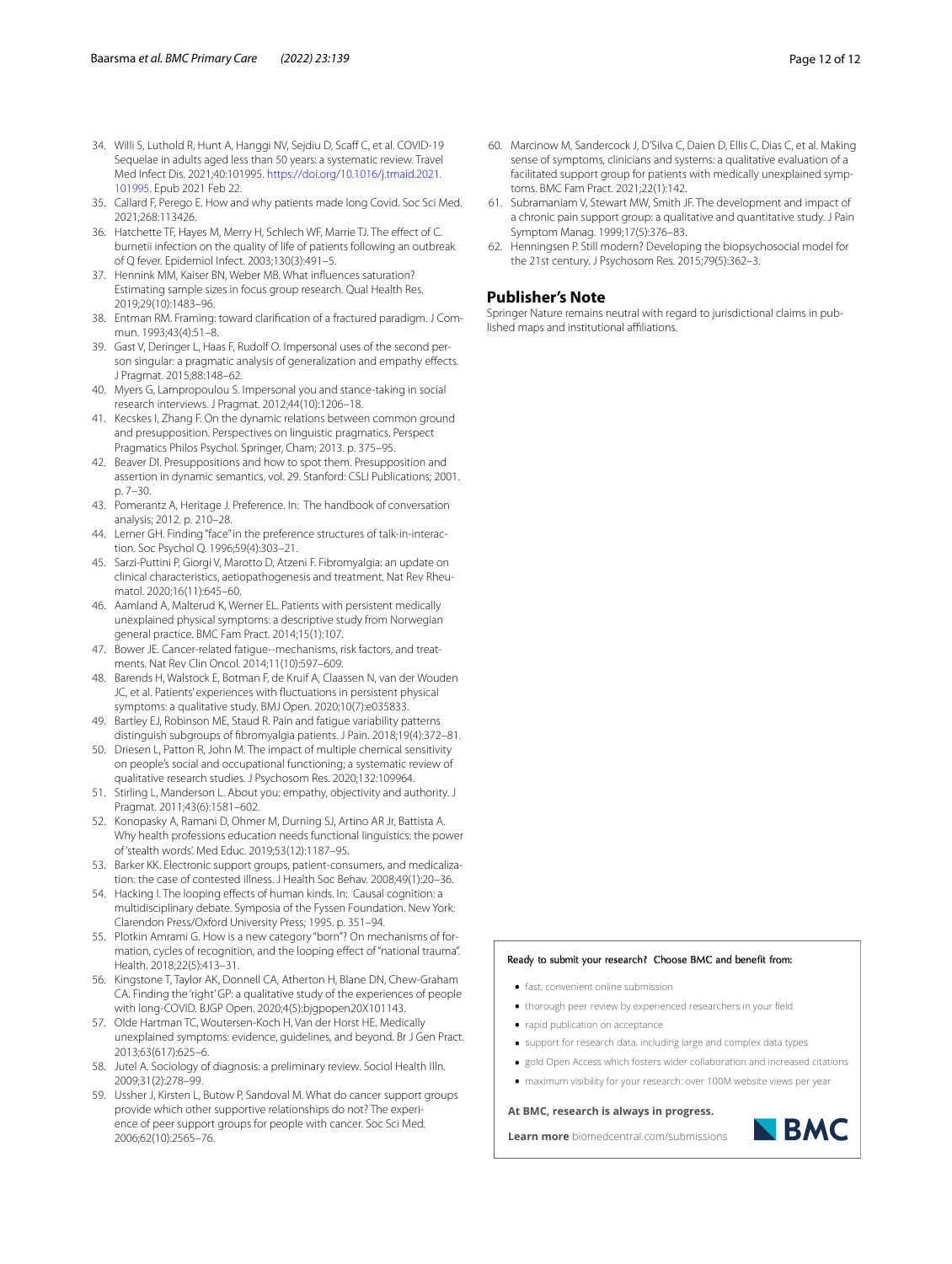34. Willi S, Luthold R, Hunt A, Hanggi NV, Sejdiu D, Scaff C, et al. COVID-19 Sequelae in adults aged less than 50 years: a systematic review. Travel Med Infect Dis. 2021;40:101995. https://doi.org/10.1016/j.tmaid.2021.101995. Epub 2021 Feb 22.
35. Callard F, Perego E. How and why patients made long Covid. Soc Sci Med. 2021;268:113426.
36. Hatchette TF, Hayes M, Merry H, Schlech WF, Marrie TJ. The effect of C. burnetii infection on the quality of life of patients following an outbreak of Q fever. Epidemiol Infect. 2003;130(3):491–5.
37. Hennink MM, Kaiser BN, Weber MB. What influences saturation? Estimating sample sizes in focus group research. Qual Health Res. 2019;29(10):1483–96.
38. Entman RM. Framing: toward clarification of a fractured paradigm. J Commun. 1993;43(4):51–8.
39. Gast V, Deringer L, Haas F, Rudolf O. Impersonal uses of the second person singular: a pragmatic analysis of generalization and empathy effects. J Pragmat. 2015;88:148–62.
40. Myers G, Lampropoulou S. Impersonal you and stance-taking in social research interviews. J Pragmat. 2012;44(10):1206–18.
41. Kecskes I, Zhang F. On the dynamic relations between common ground and presupposition. Perspectives on linguistic pragmatics. Perspect Pragmatics Philos Psychol. Springer, Cham; 2013. p. 375–95.
42. Beaver DI. Presuppositions and how to spot them. Presupposition and assertion in dynamic semantics, vol. 29. Stanford: CSLI Publications; 2001. p. 7–30.
43. Pomerantz A, Heritage J. Preference. In: The handbook of conversation analysis; 2012. p. 210–28.
44. Lerner GH. Finding "face" in the preference structures of talk-in-interaction. Soc Psychol Q. 1996;59(4):303–21.
45. Sarzi-Puttini P, Giorgi V, Marotto D, Atzeni F. Fibromyalgia: an update on clinical characteristics, aetiopathogenesis and treatment. Nat Rev Rheumatol. 2020;16(11):645–60.
46. Aamland A, Malterud K, Werner EL. Patients with persistent medically unexplained physical symptoms: a descriptive study from Norwegian general practice. BMC Fam Pract. 2014;15(1):107.
47. Bower JE. Cancer-related fatigue--mechanisms, risk factors, and treatments. Nat Rev Clin Oncol. 2014;11(10):597–609.
48. Barends H, Walstock E, Botman F, de Kruif A, Claassen N, van der Wouden JC, et al. Patients' experiences with fluctuations in persistent physical symptoms: a qualitative study. BMJ Open. 2020;10(7):e035833.
49. Bartley EJ, Robinson ME, Staud R. Pain and fatigue variability patterns distinguish subgroups of fibromyalgia patients. J Pain. 2018;19(4):372–81.
50. Driesen L, Patton R, John M. The impact of multiple chemical sensitivity on people's social and occupational functioning; a systematic review of qualitative research studies. J Psychosom Res. 2020;132:109964.
51. Stirling L, Manderson L. About you: empathy, objectivity and authority. J Pragmat. 2011;43(6):1581–602.
52. Konopasky A, Ramani D, Ohmer M, Durning SJ, Artino AR Jr, Battista A. Why health professions education needs functional linguistics: the power of 'stealth words'. Med Educ. 2019;53(12):1187–95.
53. Barker KK. Electronic support groups, patient-consumers, and medicalization: the case of contested illness. J Health Soc Behav. 2008;49(1):20–36.
54. Hacking I. The looping effects of human kinds. In: Causal cognition: a multidisciplinary debate. Symposia of the Fyssen Foundation. New York: Clarendon Press/Oxford University Press; 1995. p. 351–94.
55. Plotkin Amrami G. How is a new category "born"? On mechanisms of formation, cycles of recognition, and the looping effect of "national trauma". Health. 2018;22(5):413–31.
56. Kingstone T, Taylor AK, Donnell CA, Atherton H, Blane DN, Chew-Graham CA. Finding the 'right' GP: a qualitative study of the experiences of people with long-COVID. BJGP Open. 2020;4(5):bjgpopen20X101143.
57. Olde Hartman TC, Woutersen-Koch H, Van der Horst HE. Medically unexplained symptoms: evidence, guidelines, and beyond. Br J Gen Pract. 2013;63(617):625–6.
58. Jutel A. Sociology of diagnosis: a preliminary review. Sociol Health Illn. 2009;31(2):278–99.
59. Ussher J, Kirsten L, Butow P, Sandoval M. What do cancer support groups provide which other supportive relationships do not? The experience of peer support groups for people with cancer. Soc Sci Med. 2006;62(10):2565–76.
60. Marcinow M, Sandercock J, D'Silva C, Daien D, Ellis C, Dias C, et al. Making sense of symptoms, clinicians and systems: a qualitative evaluation of a facilitated support group for patients with medically unexplained symptoms. BMC Fam Pract. 2021;22(1):142.
61. Subramaniam V, Stewart MW, Smith JF. The development and impact of a chronic pain support group: a qualitative and quantitative study. J Pain Symptom Manag. 1999;17(5):376–83.
62. Henningsen P. Still modern? Developing the biopsychosocial model for the 21st century. J Psychosom Res. 2015;79(5):362–3.

## Publisher's Note

Springer Nature remains neutral with regard to jurisdictional claims in published maps and institutional affiliations.

Ready to submit your research? Choose BMC and benefit from:

- fast, convenient online submission
- thorough peer review by experienced researchers in your field
- rapid publication on acceptance
- support for research data, including large and complex data types
- gold Open Access which fosters wider collaboration and increased citations
- maximum visibility for your research: over 100M website views per year

**At BMC, research is always in progress.**

**Learn more** biomedcentral.com/submissions

BMC